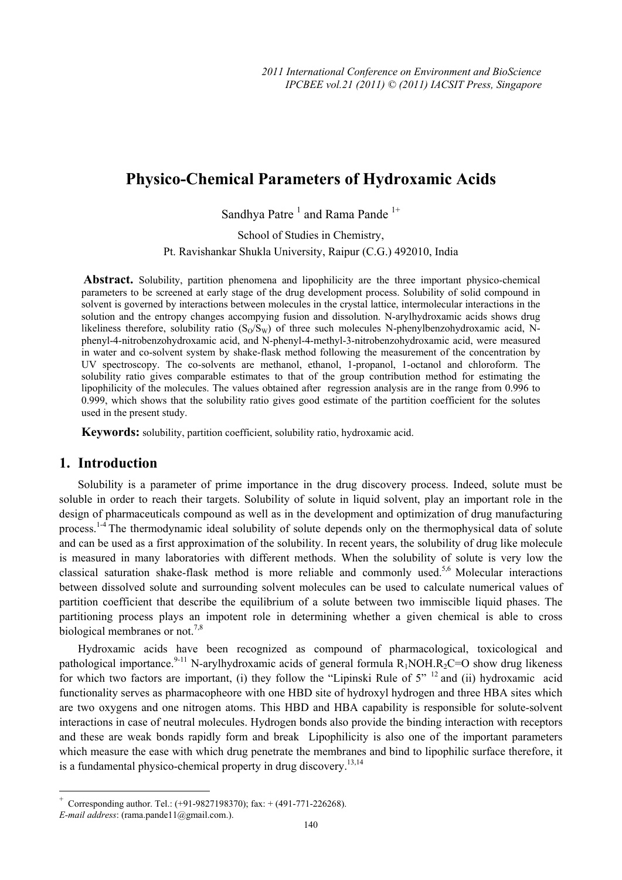# Physico-Chemical Parameters of Hydroxamic Acids

Sandhya Patre [1] and Rama Pande [1+]

School of Studies in Chemistry,
Pt. Ravishankar Shukla University, Raipur (C.G.) 492010, India

**Abstract.** Solubility, partition phenomena and lipophilicity are the three important physico-chemical parameters to be screened at early stage of the drug development process. Solubility of solid compound in solvent is governed by interactions between molecules in the crystal lattice, intermolecular interactions in the solution and the entropy changes accompanying fusion and dissolution. N-arylhydroxamic acids shows drug likeliness therefore, solubility ratio ($S_O/S_W$) of three such molecules N-phenylbenzohydroxamic acid, N-phenyl-4-nitrobenzohydroxamic acid, and N-phenyl-4-methyl-3-nitrobenzohydroxamic acid, were measured in water and co-solvent system by shake-flask method following the measurement of the concentration by UV spectroscopy. The co-solvents are methanol, ethanol, 1-propanol, 1-octanol and chloroform. The solubility ratio gives comparable estimates to that of the group contribution method for estimating the lipophilicity of the molecules. The values obtained after regression analysis are in the range from 0.996 to 0.999, which shows that the solubility ratio gives good estimate of the partition coefficient for the solutes used in the present study.

**Keywords:** solubility, partition coefficient, solubility ratio, hydroxamic acid.

## 1. Introduction

Solubility is a parameter of prime importance in the drug discovery process. Indeed, solute must be soluble in order to reach their targets. Solubility of solute in liquid solvent, play an important role in the design of pharmaceuticals compound as well as in the development and optimization of drug manufacturing process.[1-4] The thermodynamic ideal solubility of solute depends only on the thermophysical data of solute and can be used as a first approximation of the solubility. In recent years, the solubility of drug like molecule is measured in many laboratories with different methods. When the solubility of solute is very low the classical saturation shake-flask method is more reliable and commonly used.[5,6] Molecular interactions between dissolved solute and surrounding solvent molecules can be used to calculate numerical values of partition coefficient that describe the equilibrium of a solute between two immiscible liquid phases. The partitioning process plays an impotent role in determining whether a given chemical is able to cross biological membranes or not.[7,8]

Hydroxamic acids have been recognized as compound of pharmacological, toxicological and pathological importance.[9-11] N-arylhydroxamic acids of general formula $R_1NOH.R_2C{=}O$ show drug likeness for which two factors are important, (i) they follow the "Lipinski Rule of 5" [12] and (ii) hydroxamic acid functionality serves as pharmacopheore with one HBD site of hydroxyl hydrogen and three HBA sites which are two oxygens and one nitrogen atoms. This HBD and HBA capability is responsible for solute-solvent interactions in case of neutral molecules. Hydrogen bonds also provide the binding interaction with receptors and these are weak bonds rapidly form and break Lipophilicity is also one of the important parameters which measure the ease with which drug penetrate the membranes and bind to lipophilic surface therefore, it is a fundamental physico-chemical property in drug discovery.[13,14]

---

+ Corresponding author. Tel.: (+91-9827198370); fax: + (491-771-226268).
*E-mail address*: (rama.pande11@gmail.com.).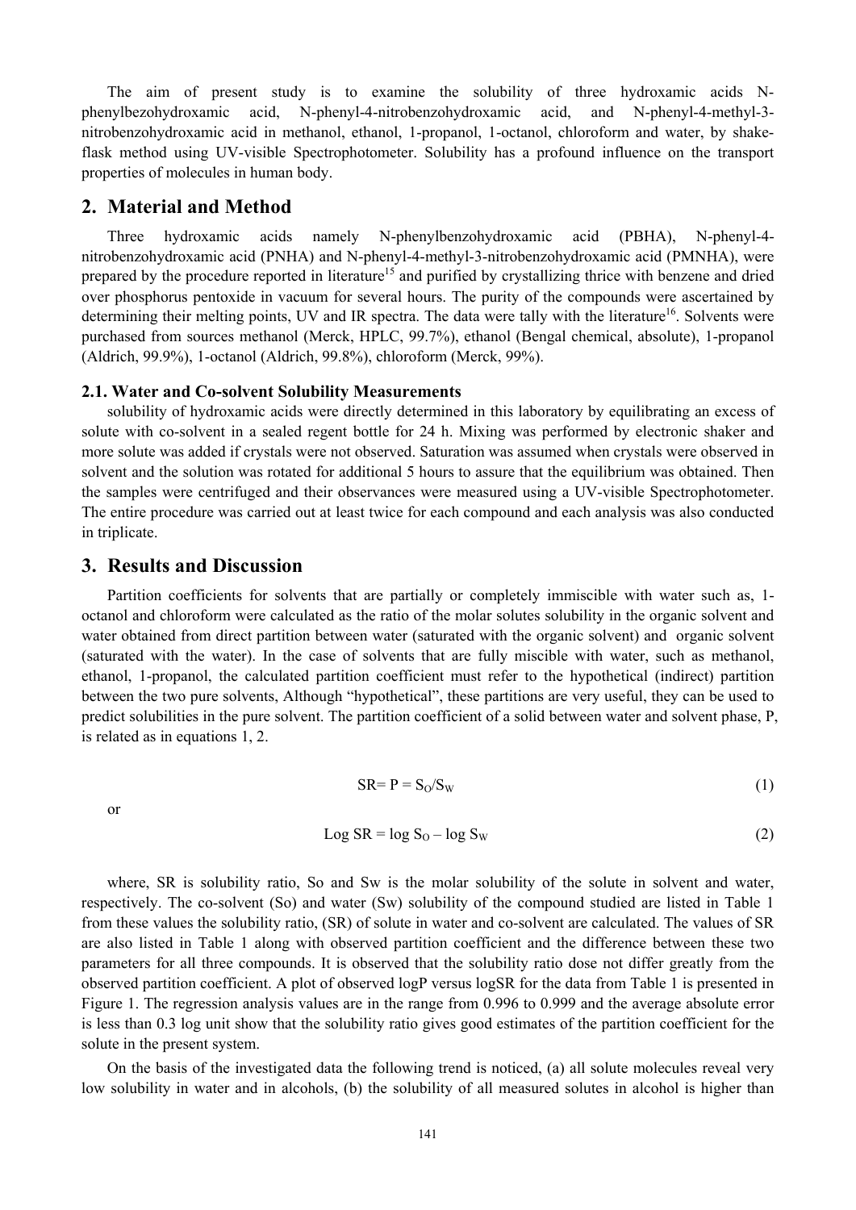The aim of present study is to examine the solubility of three hydroxamic acids N-phenylbezohydroxamic acid, N-phenyl-4-nitrobenzohydroxamic acid, and N-phenyl-4-methyl-3-nitrobenzohydroxamic acid in methanol, ethanol, 1-propanol, 1-octanol, chloroform and water, by shake-flask method using UV-visible Spectrophotometer. Solubility has a profound influence on the transport properties of molecules in human body.

## 2. Material and Method

Three hydroxamic acids namely N-phenylbenzohydroxamic acid (PBHA), N-phenyl-4-nitrobenzohydroxamic acid (PNHA) and N-phenyl-4-methyl-3-nitrobenzohydroxamic acid (PMNHA), were prepared by the procedure reported in literature[15] and purified by crystallizing thrice with benzene and dried over phosphorus pentoxide in vacuum for several hours. The purity of the compounds were ascertained by determining their melting points, UV and IR spectra. The data were tally with the literature[16]. Solvents were purchased from sources methanol (Merck, HPLC, 99.7%), ethanol (Bengal chemical, absolute), 1-propanol (Aldrich, 99.9%), 1-octanol (Aldrich, 99.8%), chloroform (Merck, 99%).

### 2.1. Water and Co-solvent Solubility Measurements

solubility of hydroxamic acids were directly determined in this laboratory by equilibrating an excess of solute with co-solvent in a sealed regent bottle for 24 h. Mixing was performed by electronic shaker and more solute was added if crystals were not observed. Saturation was assumed when crystals were observed in solvent and the solution was rotated for additional 5 hours to assure that the equilibrium was obtained. Then the samples were centrifuged and their observances were measured using a UV-visible Spectrophotometer. The entire procedure was carried out at least twice for each compound and each analysis was also conducted in triplicate.

## 3. Results and Discussion

Partition coefficients for solvents that are partially or completely immiscible with water such as, 1-octanol and chloroform were calculated as the ratio of the molar solutes solubility in the organic solvent and water obtained from direct partition between water (saturated with the organic solvent) and organic solvent (saturated with the water). In the case of solvents that are fully miscible with water, such as methanol, ethanol, 1-propanol, the calculated partition coefficient must refer to the hypothetical (indirect) partition between the two pure solvents, Although "hypothetical", these partitions are very useful, they can be used to predict solubilities in the pure solvent. The partition coefficient of a solid between water and solvent phase, P, is related as in equations 1, 2.

$$SR = P = S_O/S_W \tag{1}$$

or

$$\text{Log SR} = \log S_O - \log S_W \tag{2}$$

where, SR is solubility ratio, So and Sw is the molar solubility of the solute in solvent and water, respectively. The co-solvent (So) and water (Sw) solubility of the compound studied are listed in Table 1 from these values the solubility ratio, (SR) of solute in water and co-solvent are calculated. The values of SR are also listed in Table 1 along with observed partition coefficient and the difference between these two parameters for all three compounds. It is observed that the solubility ratio dose not differ greatly from the observed partition coefficient. A plot of observed logP versus logSR for the data from Table 1 is presented in Figure 1. The regression analysis values are in the range from 0.996 to 0.999 and the average absolute error is less than 0.3 log unit show that the solubility ratio gives good estimates of the partition coefficient for the solute in the present system.

On the basis of the investigated data the following trend is noticed, (a) all solute molecules reveal very low solubility in water and in alcohols, (b) the solubility of all measured solutes in alcohol is higher than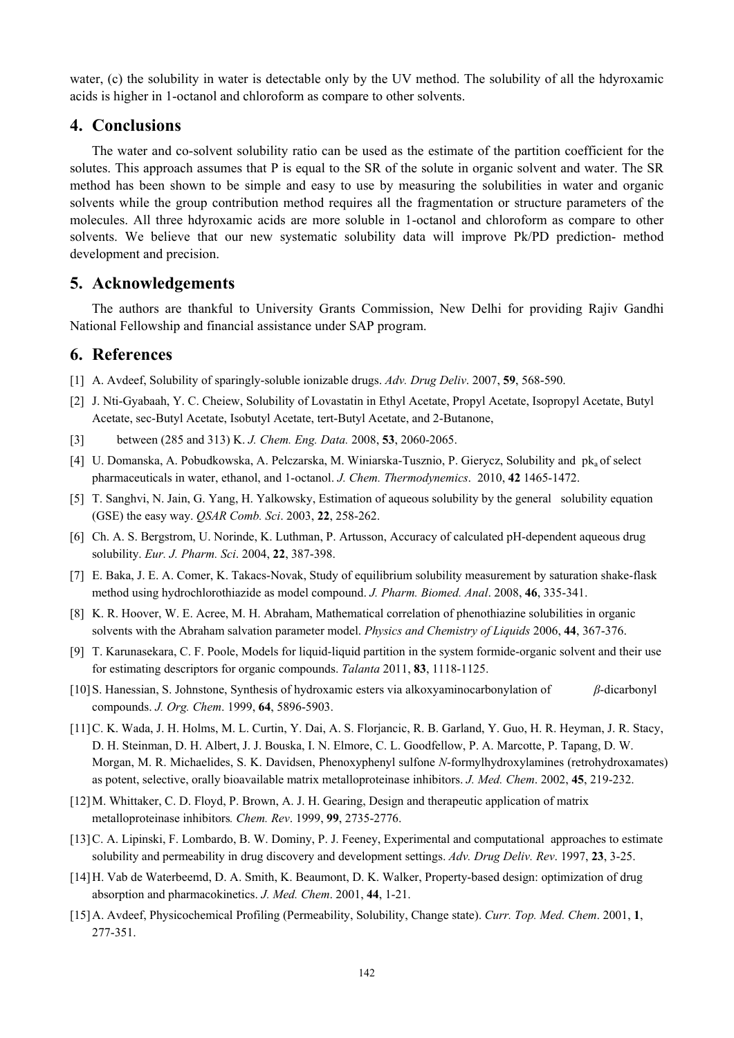water, (c) the solubility in water is detectable only by the UV method. The solubility of all the hdyroxamic acids is higher in 1-octanol and chloroform as compare to other solvents.

## 4. Conclusions

The water and co-solvent solubility ratio can be used as the estimate of the partition coefficient for the solutes. This approach assumes that P is equal to the SR of the solute in organic solvent and water. The SR method has been shown to be simple and easy to use by measuring the solubilities in water and organic solvents while the group contribution method requires all the fragmentation or structure parameters of the molecules. All three hdyroxamic acids are more soluble in 1-octanol and chloroform as compare to other solvents. We believe that our new systematic solubility data will improve Pk/PD prediction- method development and precision.

## 5. Acknowledgements

The authors are thankful to University Grants Commission, New Delhi for providing Rajiv Gandhi National Fellowship and financial assistance under SAP program.

## 6. References

[1] A. Avdeef, Solubility of sparingly-soluble ionizable drugs. *Adv. Drug Deliv*. 2007, **59**, 568-590.

[2] J. Nti-Gyabaah, Y. C. Cheiew, Solubility of Lovastatin in Ethyl Acetate, Propyl Acetate, Isopropyl Acetate, Butyl Acetate, sec-Butyl Acetate, Isobutyl Acetate, tert-Butyl Acetate, and 2-Butanone,

[3] between (285 and 313) K. *J. Chem. Eng. Data.* 2008, **53**, 2060-2065.

[4] U. Domanska, A. Pobudkowska, A. Pelczarska, M. Winiarska-Tusznio, P. Gierycz, Solubility and $pk_a$ of select pharmaceuticals in water, ethanol, and 1-octanol. *J. Chem. Thermodynemics*. 2010, **42** 1465-1472.

[5] T. Sanghvi, N. Jain, G. Yang, H. Yalkowsky, Estimation of aqueous solubility by the general solubility equation (GSE) the easy way. *QSAR Comb. Sci*. 2003, **22**, 258-262.

[6] Ch. A. S. Bergstrom, U. Norinde, K. Luthman, P. Artusson, Accuracy of calculated pH-dependent aqueous drug solubility. *Eur. J. Pharm. Sci*. 2004, **22**, 387-398.

[7] E. Baka, J. E. A. Comer, K. Takacs-Novak, Study of equilibrium solubility measurement by saturation shake-flask method using hydrochlorothiazide as model compound. *J. Pharm. Biomed. Anal*. 2008, **46**, 335-341.

[8] K. R. Hoover, W. E. Acree, M. H. Abraham, Mathematical correlation of phenothiazine solubilities in organic solvents with the Abraham salvation parameter model. *Physics and Chemistry of Liquids* 2006, **44**, 367-376.

[9] T. Karunasekara, C. F. Poole, Models for liquid-liquid partition in the system formide-organic solvent and their use for estimating descriptors for organic compounds. *Talanta* 2011, **83**, 1118-1125.

[10] S. Hanessian, S. Johnstone, Synthesis of hydroxamic esters via alkoxyaminocarbonylation of $\beta$-dicarbonyl compounds. *J. Org. Chem*. 1999, **64**, 5896-5903.

[11] C. K. Wada, J. H. Holms, M. L. Curtin, Y. Dai, A. S. Florjancic, R. B. Garland, Y. Guo, H. R. Heyman, J. R. Stacy, D. H. Steinman, D. H. Albert, J. J. Bouska, I. N. Elmore, C. L. Goodfellow, P. A. Marcotte, P. Tapang, D. W. Morgan, M. R. Michaelides, S. K. Davidsen, Phenoxyphenyl sulfone *N*-formylhydroxylamines (retrohydroxamates) as potent, selective, orally bioavailable matrix metalloproteinase inhibitors. *J. Med. Chem*. 2002, **45**, 219-232.

[12] M. Whittaker, C. D. Floyd, P. Brown, A. J. H. Gearing, Design and therapeutic application of matrix metalloproteinase inhibitors*. Chem. Rev*. 1999, **99**, 2735-2776.

[13] C. A. Lipinski, F. Lombardo, B. W. Dominy, P. J. Feeney, Experimental and computational approaches to estimate solubility and permeability in drug discovery and development settings. *Adv. Drug Deliv. Rev*. 1997, **23**, 3-25.

[14] H. Vab de Waterbeemd, D. A. Smith, K. Beaumont, D. K. Walker, Property-based design: optimization of drug absorption and pharmacokinetics. *J. Med. Chem*. 2001, **44**, 1-21.

[15] A. Avdeef, Physicochemical Profiling (Permeability, Solubility, Change state). *Curr. Top. Med. Chem*. 2001, **1**, 277-351.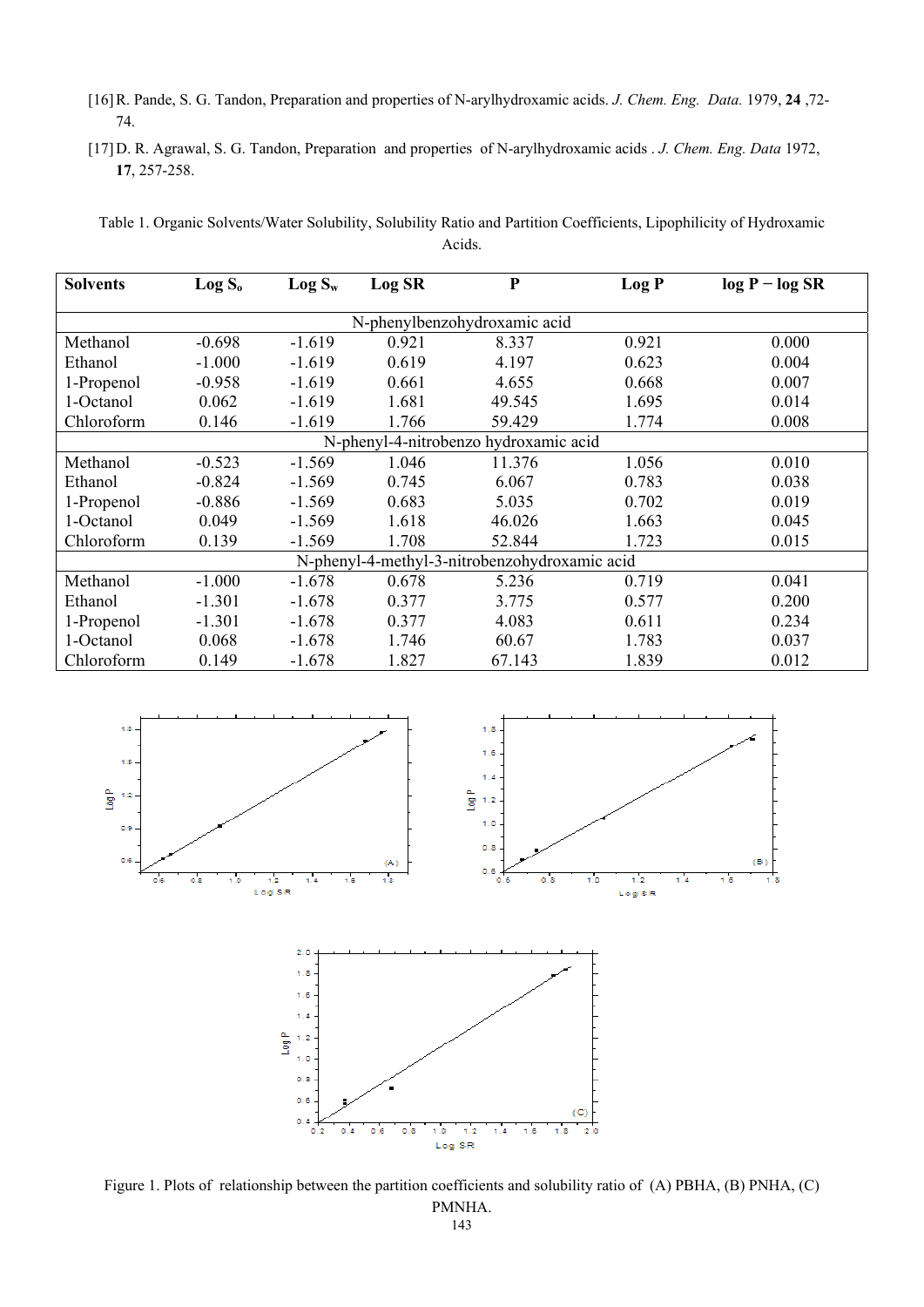[16] R. Pande, S. G. Tandon, Preparation and properties of N-arylhydroxamic acids. *J. Chem. Eng. Data.* 1979, **24** ,72-74.

[17] D. R. Agrawal, S. G. Tandon, Preparation and properties of N-arylhydroxamic acids . *J. Chem. Eng. Data* 1972, **17**, 257-258.

Table 1. Organic Solvents/Water Solubility, Solubility Ratio and Partition Coefficients, Lipophilicity of Hydroxamic Acids.

| Solvents | Log $S_o$ | Log $S_w$ | Log SR | P | Log P | log P − log SR |
|---|---|---|---|---|---|---|
| N-phenylbenzohydroxamic acid | | | | | | |
| Methanol | -0.698 | -1.619 | 0.921 | 8.337 | 0.921 | 0.000 |
| Ethanol | -1.000 | -1.619 | 0.619 | 4.197 | 0.623 | 0.004 |
| 1-Propenol | -0.958 | -1.619 | 0.661 | 4.655 | 0.668 | 0.007 |
| 1-Octanol | 0.062 | -1.619 | 1.681 | 49.545 | 1.695 | 0.014 |
| Chloroform | 0.146 | -1.619 | 1.766 | 59.429 | 1.774 | 0.008 |
| N-phenyl-4-nitrobenzo hydroxamic acid | | | | | | |
| Methanol | -0.523 | -1.569 | 1.046 | 11.376 | 1.056 | 0.010 |
| Ethanol | -0.824 | -1.569 | 0.745 | 6.067 | 0.783 | 0.038 |
| 1-Propenol | -0.886 | -1.569 | 0.683 | 5.035 | 0.702 | 0.019 |
| 1-Octanol | 0.049 | -1.569 | 1.618 | 46.026 | 1.663 | 0.045 |
| Chloroform | 0.139 | -1.569 | 1.708 | 52.844 | 1.723 | 0.015 |
| N-phenyl-4-methyl-3-nitrobenzohydroxamic acid | | | | | | |
| Methanol | -1.000 | -1.678 | 0.678 | 5.236 | 0.719 | 0.041 |
| Ethanol | -1.301 | -1.678 | 0.377 | 3.775 | 0.577 | 0.200 |
| 1-Propenol | -1.301 | -1.678 | 0.377 | 4.083 | 0.611 | 0.234 |
| 1-Octanol | 0.068 | -1.678 | 1.746 | 60.67 | 1.783 | 0.037 |
| Chloroform | 0.149 | -1.678 | 1.827 | 67.143 | 1.839 | 0.012 |

Log P
Log SR
(A)

Log P
Log SR
(B)

Log P
Log SR
(C)

Figure 1. Plots of relationship between the partition coefficients and solubility ratio of (A) PBHA, (B) PNHA, (C) PMNHA.